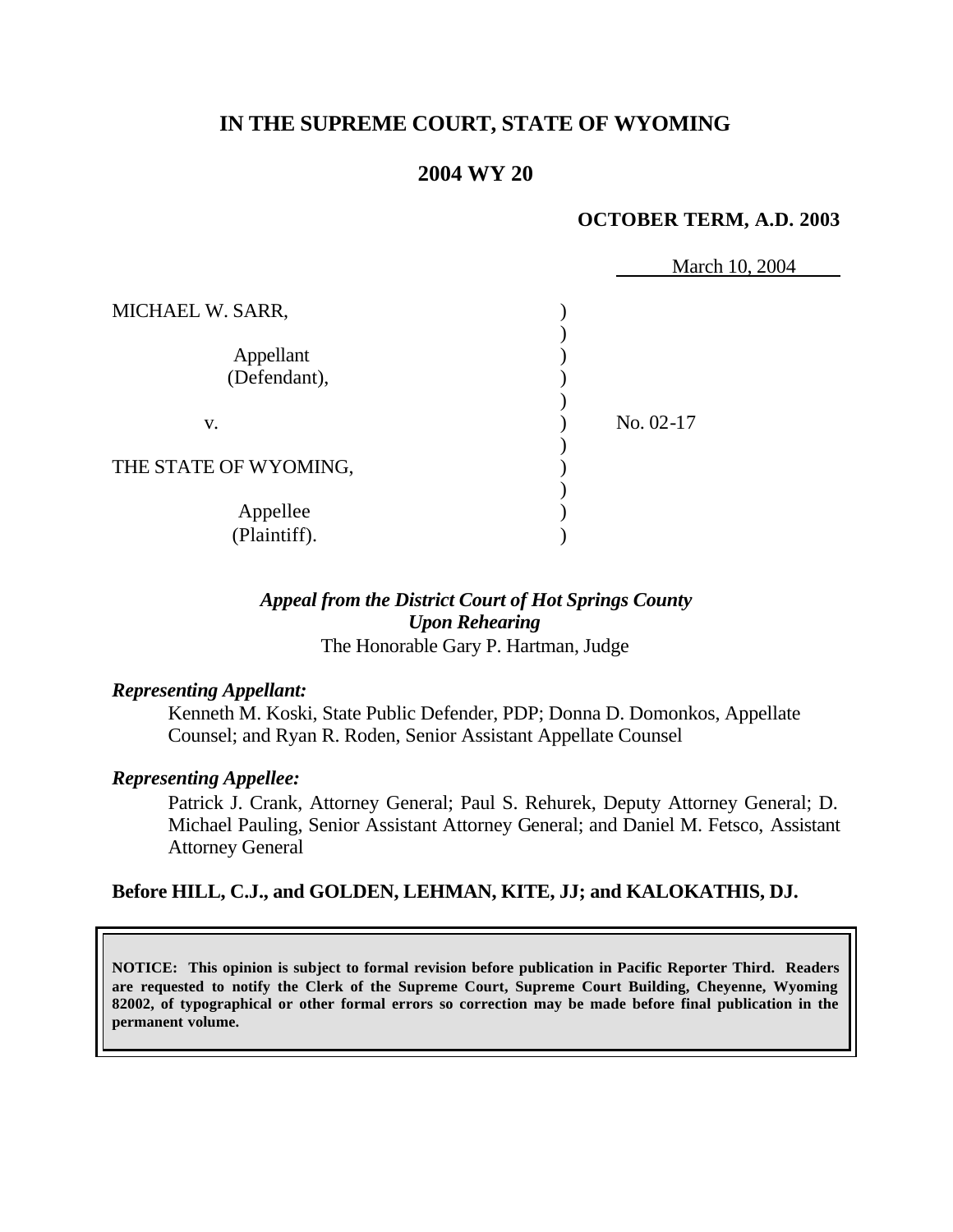# IN THE SUPREME COURT, STATE OF WYOMING

## 2004 WY 20

**OCTOBER TERM, A.D. 2003**

March 10, 2004

| | | |
|---|---|---|
| MICHAEL W. SARR,<br><br>Appellant<br>(Defendant), | ) | |
| v. | ) | No. 02-17 |
| THE STATE OF WYOMING,<br><br>Appellee<br>(Plaintiff). | ) | |

*Appeal from the District Court of Hot Springs County*
*Upon Rehearing*
The Honorable Gary P. Hartman, Judge

***Representing Appellant:***

Kenneth M. Koski, State Public Defender, PDP; Donna D. Domonkos, Appellate Counsel; and Ryan R. Roden, Senior Assistant Appellate Counsel

***Representing Appellee:***

Patrick J. Crank, Attorney General; Paul S. Rehurek, Deputy Attorney General; D. Michael Pauling, Senior Assistant Attorney General; and Daniel M. Fetsco, Assistant Attorney General

**Before HILL, C.J., and GOLDEN, LEHMAN, KITE, JJ; and KALOKATHIS, DJ.**

**NOTICE: This opinion is subject to formal revision before publication in Pacific Reporter Third. Readers are requested to notify the Clerk of the Supreme Court, Supreme Court Building, Cheyenne, Wyoming 82002, of typographical or other formal errors so correction may be made before final publication in the permanent volume.**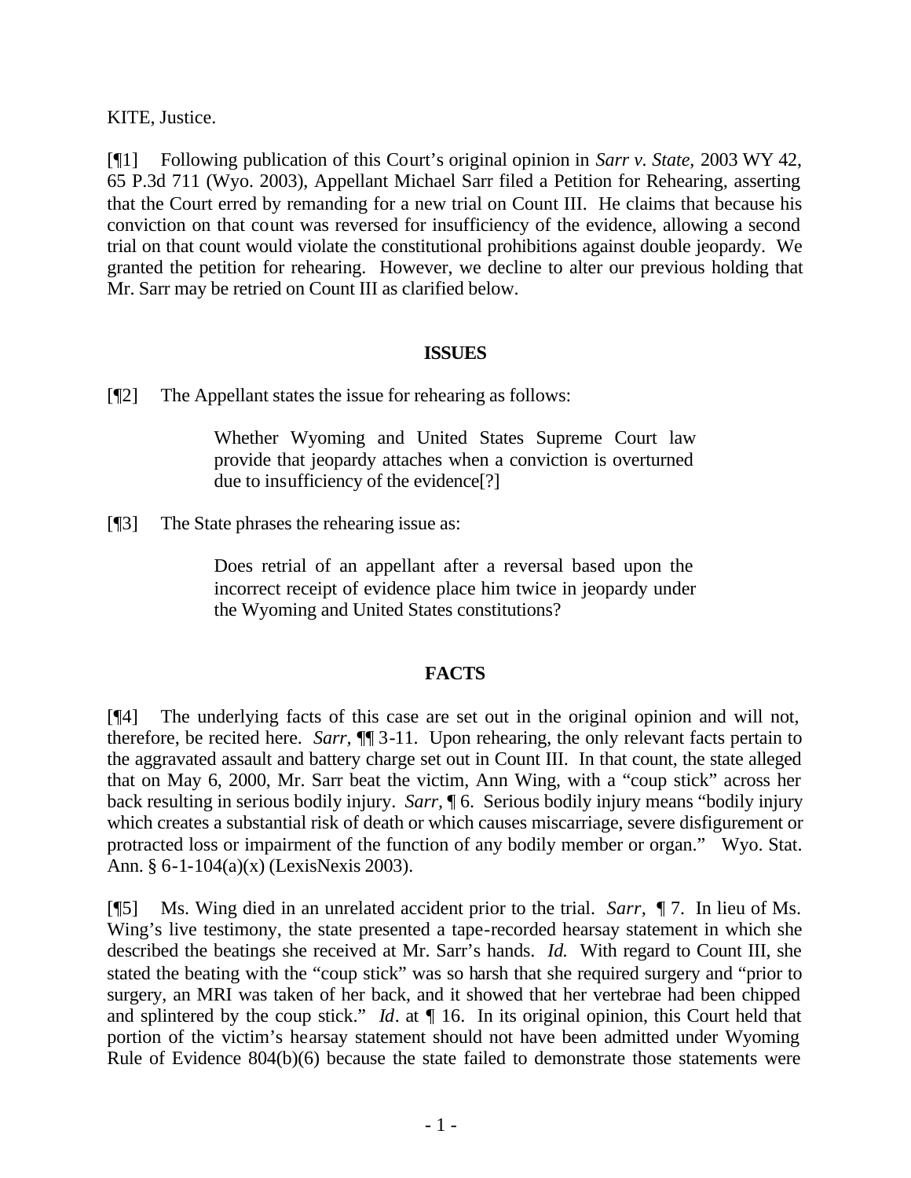KITE, Justice.

[¶1] Following publication of this Court's original opinion in *Sarr v. State*, 2003 WY 42, 65 P.3d 711 (Wyo. 2003), Appellant Michael Sarr filed a Petition for Rehearing, asserting that the Court erred by remanding for a new trial on Count III. He claims that because his conviction on that count was reversed for insufficiency of the evidence, allowing a second trial on that count would violate the constitutional prohibitions against double jeopardy. We granted the petition for rehearing. However, we decline to alter our previous holding that Mr. Sarr may be retried on Count III as clarified below.

## ISSUES

[¶2] The Appellant states the issue for rehearing as follows:

> Whether Wyoming and United States Supreme Court law provide that jeopardy attaches when a conviction is overturned due to insufficiency of the evidence[?]

[¶3] The State phrases the rehearing issue as:

> Does retrial of an appellant after a reversal based upon the incorrect receipt of evidence place him twice in jeopardy under the Wyoming and United States constitutions?

## FACTS

[¶4] The underlying facts of this case are set out in the original opinion and will not, therefore, be recited here. *Sarr*, ¶¶ 3-11. Upon rehearing, the only relevant facts pertain to the aggravated assault and battery charge set out in Count III. In that count, the state alleged that on May 6, 2000, Mr. Sarr beat the victim, Ann Wing, with a "coup stick" across her back resulting in serious bodily injury. *Sarr*, ¶ 6. Serious bodily injury means "bodily injury which creates a substantial risk of death or which causes miscarriage, severe disfigurement or protracted loss or impairment of the function of any bodily member or organ." Wyo. Stat. Ann. § 6-1-104(a)(x) (LexisNexis 2003).

[¶5] Ms. Wing died in an unrelated accident prior to the trial. *Sarr*, ¶ 7. In lieu of Ms. Wing's live testimony, the state presented a tape-recorded hearsay statement in which she described the beatings she received at Mr. Sarr's hands. *Id.* With regard to Count III, she stated the beating with the "coup stick" was so harsh that she required surgery and "prior to surgery, an MRI was taken of her back, and it showed that her vertebrae had been chipped and splintered by the coup stick." *Id*. at ¶ 16. In its original opinion, this Court held that portion of the victim's hearsay statement should not have been admitted under Wyoming Rule of Evidence 804(b)(6) because the state failed to demonstrate those statements were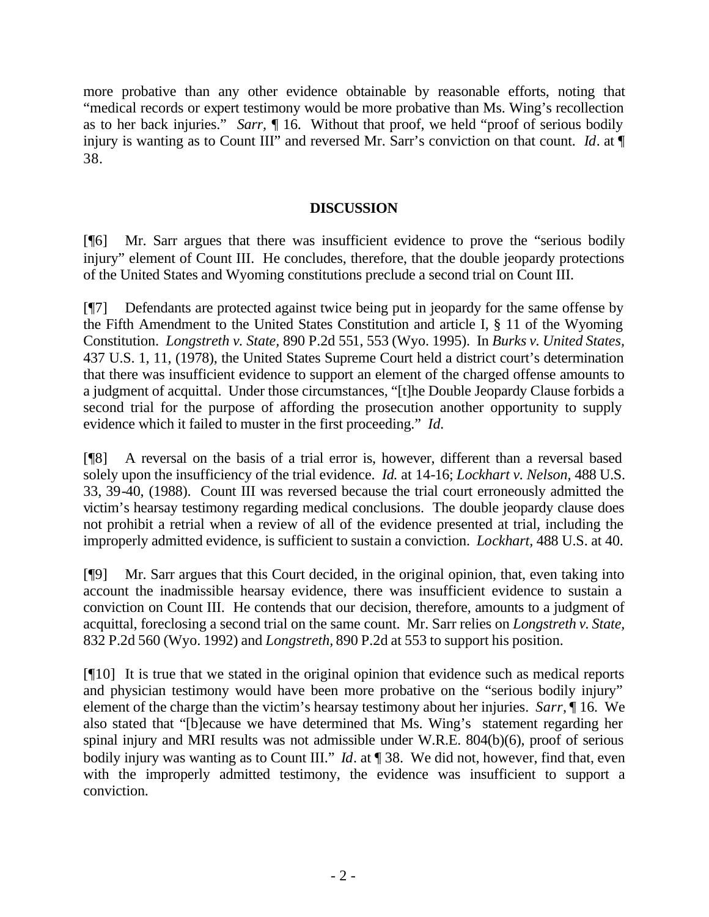more probative than any other evidence obtainable by reasonable efforts, noting that "medical records or expert testimony would be more probative than Ms. Wing's recollection as to her back injuries." *Sarr,* ¶ 16. Without that proof, we held "proof of serious bodily injury is wanting as to Count III" and reversed Mr. Sarr's conviction on that count. *Id*. at ¶ 38.

## DISCUSSION

[¶6] Mr. Sarr argues that there was insufficient evidence to prove the "serious bodily injury" element of Count III. He concludes, therefore, that the double jeopardy protections of the United States and Wyoming constitutions preclude a second trial on Count III.

[¶7] Defendants are protected against twice being put in jeopardy for the same offense by the Fifth Amendment to the United States Constitution and article I, § 11 of the Wyoming Constitution. *Longstreth v. State,* 890 P.2d 551, 553 (Wyo. 1995). In *Burks v. United States,* 437 U.S. 1, 11, (1978), the United States Supreme Court held a district court's determination that there was insufficient evidence to support an element of the charged offense amounts to a judgment of acquittal. Under those circumstances, "[t]he Double Jeopardy Clause forbids a second trial for the purpose of affording the prosecution another opportunity to supply evidence which it failed to muster in the first proceeding." *Id.*

[¶8] A reversal on the basis of a trial error is, however, different than a reversal based solely upon the insufficiency of the trial evidence. *Id.* at 14-16; *Lockhart v. Nelson,* 488 U.S. 33, 39-40, (1988). Count III was reversed because the trial court erroneously admitted the victim's hearsay testimony regarding medical conclusions. The double jeopardy clause does not prohibit a retrial when a review of all of the evidence presented at trial, including the improperly admitted evidence, is sufficient to sustain a conviction. *Lockhart,* 488 U.S. at 40.

[¶9] Mr. Sarr argues that this Court decided, in the original opinion, that, even taking into account the inadmissible hearsay evidence, there was insufficient evidence to sustain a conviction on Count III. He contends that our decision, therefore, amounts to a judgment of acquittal, foreclosing a second trial on the same count. Mr. Sarr relies on *Longstreth v. State,* 832 P.2d 560 (Wyo. 1992) and *Longstreth,* 890 P.2d at 553 to support his position.

[¶10] It is true that we stated in the original opinion that evidence such as medical reports and physician testimony would have been more probative on the "serious bodily injury" element of the charge than the victim's hearsay testimony about her injuries. *Sarr,* ¶ 16. We also stated that "[b]ecause we have determined that Ms. Wing's statement regarding her spinal injury and MRI results was not admissible under W.R.E. 804(b)(6), proof of serious bodily injury was wanting as to Count III." *Id*. at ¶ 38. We did not, however, find that, even with the improperly admitted testimony, the evidence was insufficient to support a conviction.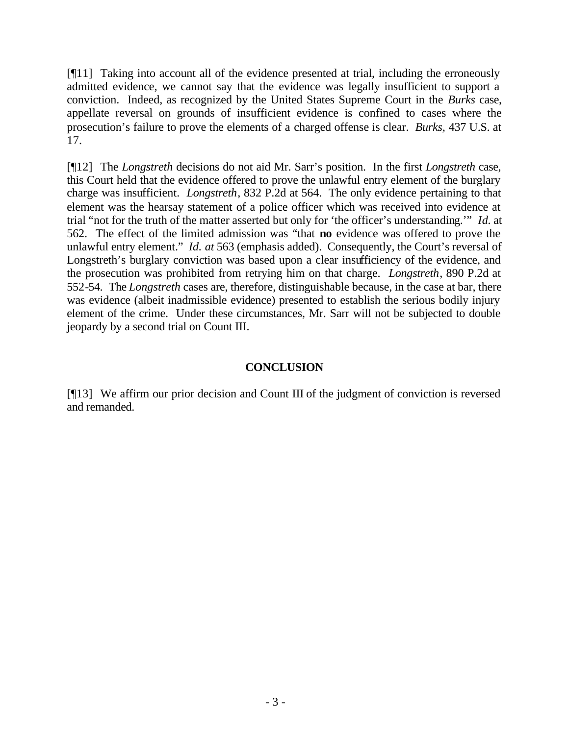[¶11] Taking into account all of the evidence presented at trial, including the erroneously admitted evidence, we cannot say that the evidence was legally insufficient to support a conviction. Indeed, as recognized by the United States Supreme Court in the *Burks* case, appellate reversal on grounds of insufficient evidence is confined to cases where the prosecution's failure to prove the elements of a charged offense is clear. *Burks,* 437 U.S. at 17.

[¶12] The *Longstreth* decisions do not aid Mr. Sarr's position. In the first *Longstreth* case, this Court held that the evidence offered to prove the unlawful entry element of the burglary charge was insufficient. *Longstreth*, 832 P.2d at 564. The only evidence pertaining to that element was the hearsay statement of a police officer which was received into evidence at trial "not for the truth of the matter asserted but only for 'the officer's understanding.'" *Id.* at 562. The effect of the limited admission was "that **no** evidence was offered to prove the unlawful entry element." *Id. at* 563 (emphasis added). Consequently, the Court's reversal of Longstreth's burglary conviction was based upon a clear insufficiency of the evidence, and the prosecution was prohibited from retrying him on that charge. *Longstreth*, 890 P.2d at 552-54. The *Longstreth* cases are, therefore, distinguishable because, in the case at bar, there was evidence (albeit inadmissible evidence) presented to establish the serious bodily injury element of the crime. Under these circumstances, Mr. Sarr will not be subjected to double jeopardy by a second trial on Count III.

## CONCLUSION

[¶13] We affirm our prior decision and Count III of the judgment of conviction is reversed and remanded.